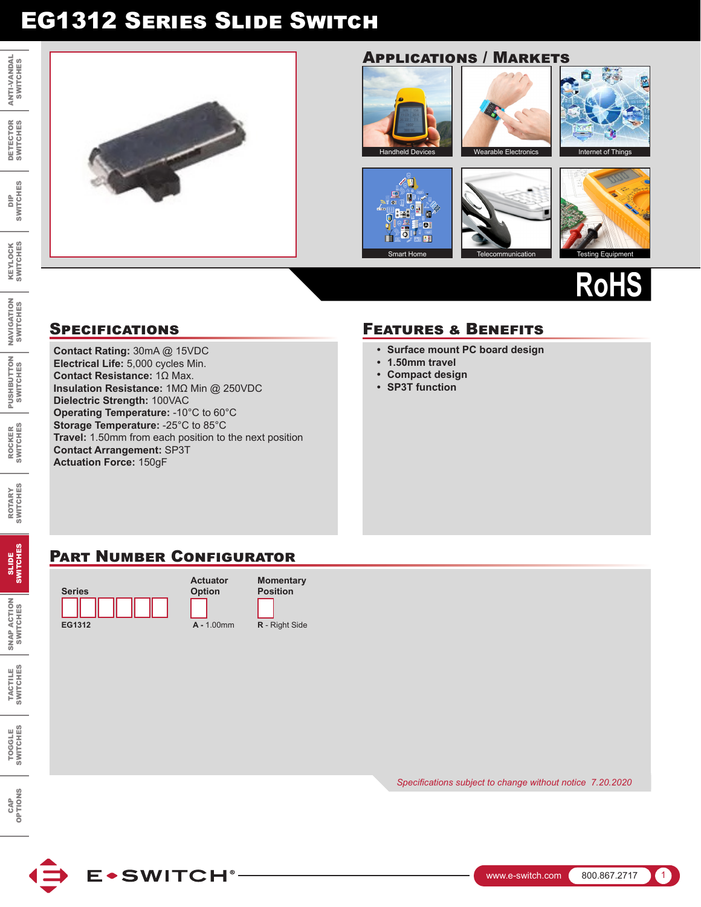# EG1312 Series Slide Switch

## Applications / Markets

Handheld Devices

Wearable Electronics

Internet of Things

Smart Home

Telecommunication

Testing Equipment

RoHS

## Specifications

**Contact Rating:** 30mA @ 15VDC
**Electrical Life:** 5,000 cycles Min.
**Contact Resistance:** 1Ω Max.
**Insulation Resistance:** 1MΩ Min @ 250VDC
**Dielectric Strength:** 100VAC
**Operating Temperature:** -10°C to 60°C
**Storage Temperature:** -25°C to 85°C
**Travel:** 1.50mm from each position to the next position
**Contact Arrangement:** SP3T
**Actuation Force:** 150gF

## Features & Benefits

- **Surface mount PC board design**
- **1.50mm travel**
- **Compact design**
- **SP3T function**

## Part Number Configurator

| Series | Actuator Option | Momentary Position |
|---|---|---|
| **EG1312** | **A** - 1.00mm | **R** - Right Side |

*Specifications subject to change without notice 7.20.2020*

E-SWITCH®

www.e-switch.com 800.867.2717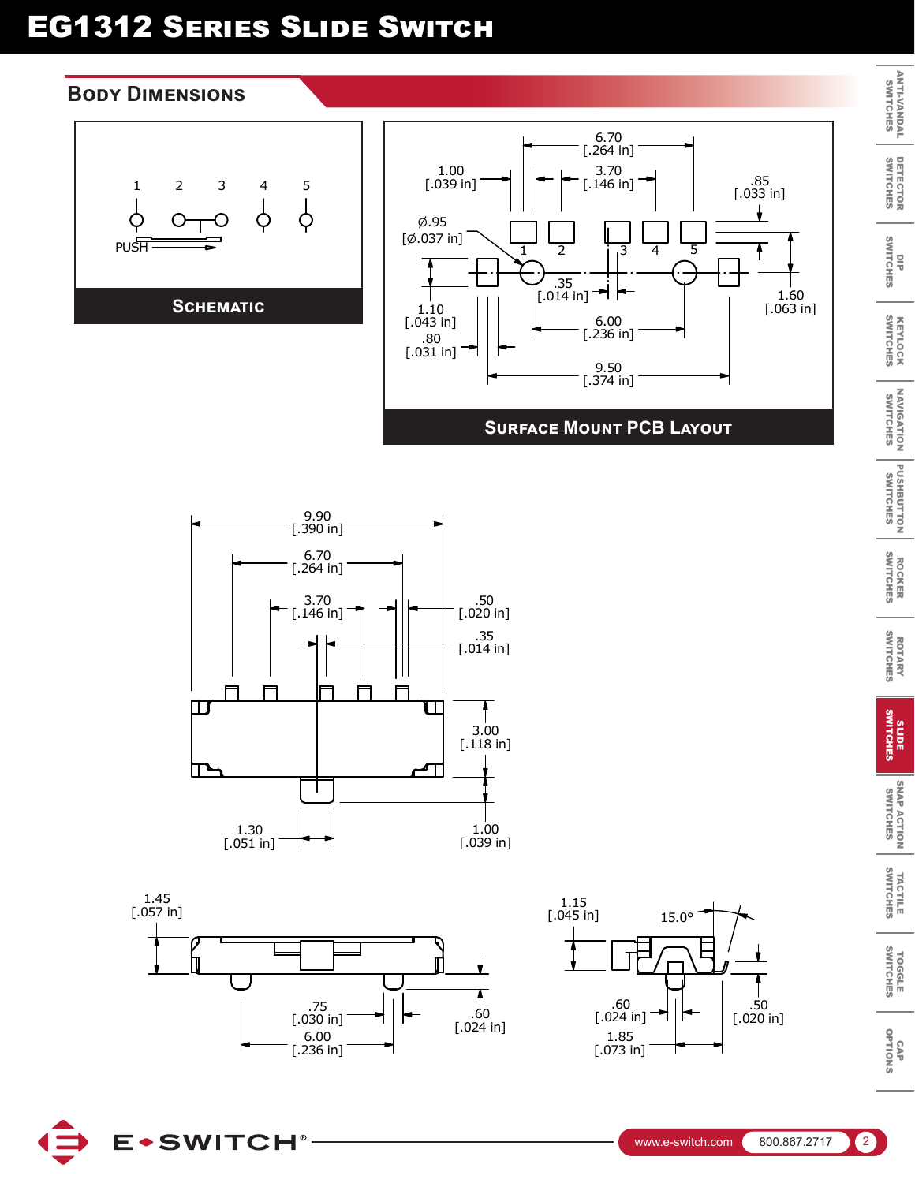# EG1312 Series Slide Switch

## Body Dimensions

1 2 3 4 5

PUSH

**Schematic**

6.70
[.264 in]
1.00
[.039 in]
3.70
[.146 in]
.85
[.033 in]
Ø.95
[Ø.037 in]
1 2 3 4 5
.35
[.014 in]
1.60
[.063 in]
1.10
[.043 in]
6.00
[.236 in]
.80
[.031 in]
9.50
[.374 in]

**Surface Mount PCB Layout**

9.90
[.390 in]
6.70
[.264 in]
3.70
[.146 in]
.50
[.020 in]
.35
[.014 in]
3.00
[.118 in]
1.30
[.051 in]
1.00
[.039 in]

1.45
[.057 in]
.75
[.030 in]
.60
[.024 in]
6.00
[.236 in]

1.15
[.045 in]
15.0°
.60
[.024 in]
.50
[.020 in]
1.85
[.073 in]